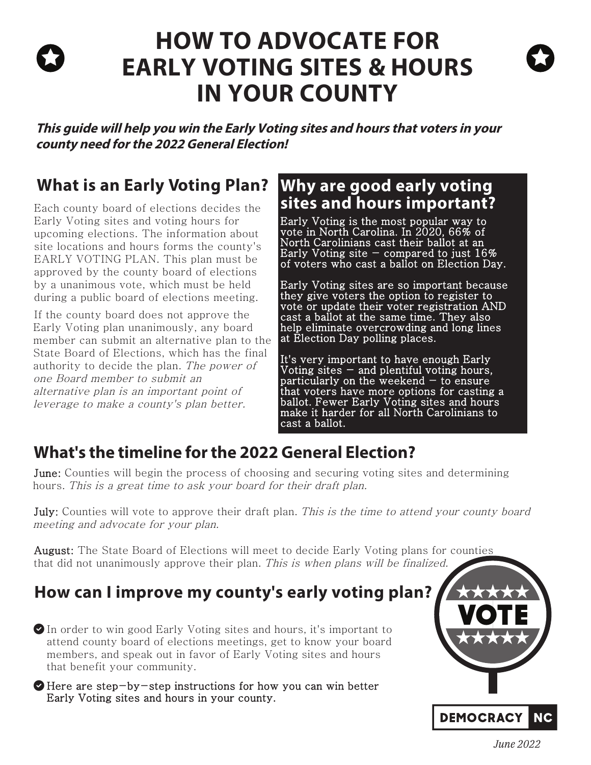# HOW TO ADVOCATE FOR EARLY VOTING SITES & HOURS IN YOUR COUNTY

***This guide will help you win the Early Voting sites and hours that voters in your county need for the 2022 General Election!***

## What is an Early Voting Plan?

Each county board of elections decides the Early Voting sites and voting hours for upcoming elections. The information about site locations and hours forms the county's EARLY VOTING PLAN. This plan must be approved by the county board of elections by a unanimous vote, which must be held during a public board of elections meeting.

If the county board does not approve the Early Voting plan unanimously, any board member can submit an alternative plan to the State Board of Elections, which has the final authority to decide the plan. *The power of one Board member to submit an alternative plan is an important point of leverage to make a county's plan better.*

## Why are good early voting sites and hours important?

Early Voting is the most popular way to vote in North Carolina. In 2020, 66% of North Carolinians cast their ballot at an Early Voting site – compared to just 16% of voters who cast a ballot on Election Day.

Early Voting sites are so important because they give voters the option to register to vote or update their voter registration AND cast a ballot at the same time. They also help eliminate overcrowding and long lines at Election Day polling places.

It's very important to have enough Early Voting sites – and plentiful voting hours, particularly on the weekend – to ensure that voters have more options for casting a ballot. Fewer Early Voting sites and hours make it harder for all North Carolinians to cast a ballot.

## What's the timeline for the 2022 General Election?

**June:** Counties will begin the process of choosing and securing voting sites and determining hours. *This is a great time to ask your board for their draft plan.*

**July:** Counties will vote to approve their draft plan. *This is the time to attend your county board meeting and advocate for your plan.*

**August:** The State Board of Elections will meet to decide Early Voting plans for counties that did not unanimously approve their plan. *This is when plans will be finalized.*

## How can I improve my county's early voting plan?

- In order to win good Early Voting sites and hours, it's important to attend county board of elections meetings, get to know your board members, and speak out in favor of Early Voting sites and hours that benefit your community.
- Here are step-by-step instructions for how you can win better Early Voting sites and hours in your county.

DEMOCRACY NC

*June 2022*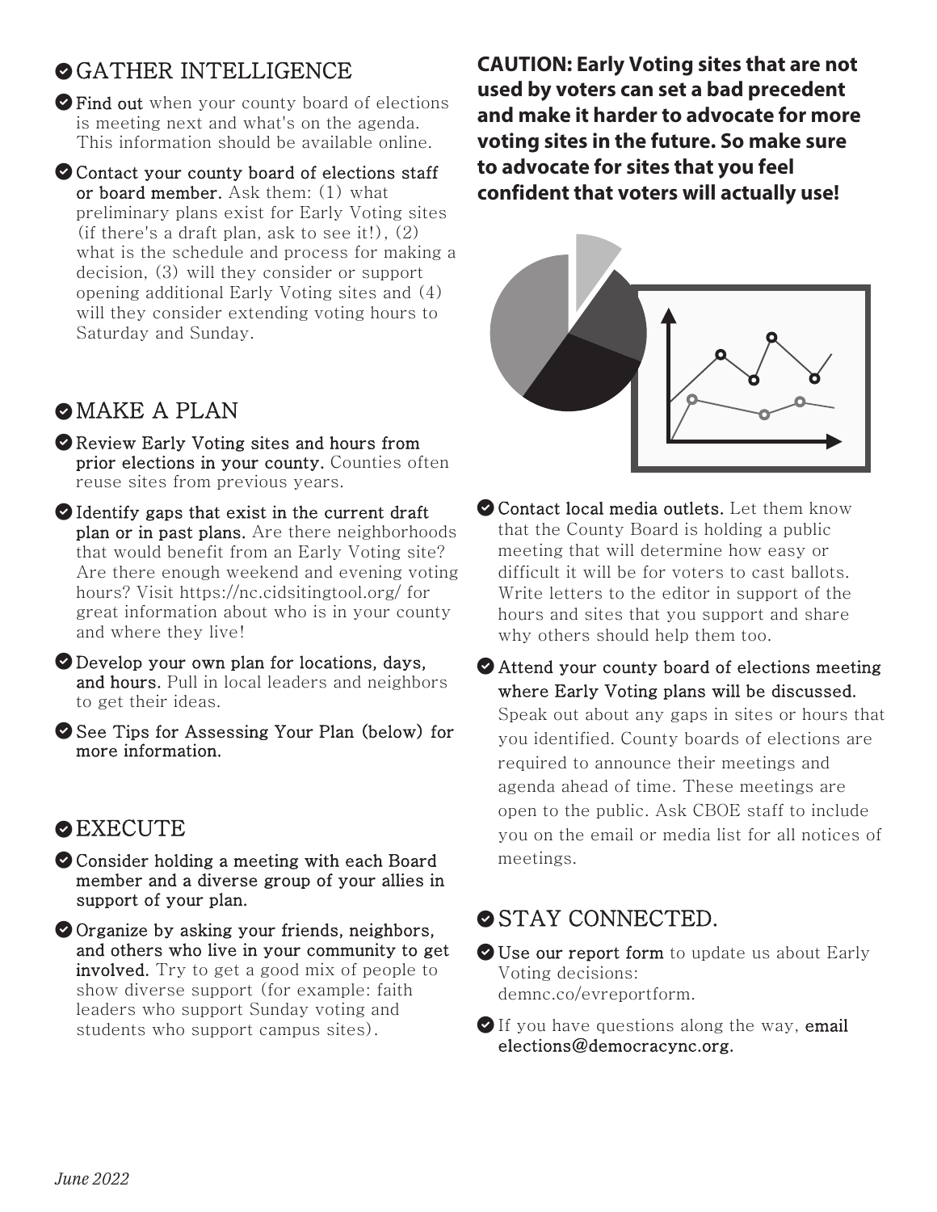## GATHER INTELLIGENCE

- **Find out** when your county board of elections is meeting next and what's on the agenda. This information should be available online.
- **Contact your county board of elections staff or board member.** Ask them: (1) what preliminary plans exist for Early Voting sites (if there's a draft plan, ask to see it!), (2) what is the schedule and process for making a decision, (3) will they consider or support opening additional Early Voting sites and (4) will they consider extending voting hours to Saturday and Sunday.

## MAKE A PLAN

- **Review Early Voting sites and hours from prior elections in your county.** Counties often reuse sites from previous years.
- **Identify gaps that exist in the current draft plan or in past plans.** Are there neighborhoods that would benefit from an Early Voting site? Are there enough weekend and evening voting hours? Visit https://nc.cidsitingtool.org/ for great information about who is in your county and where they live!
- **Develop your own plan for locations, days, and hours.** Pull in local leaders and neighbors to get their ideas.
- **See Tips for Assessing Your Plan (below) for more information.**

## EXECUTE

- **Consider holding a meeting with each Board member and a diverse group of your allies in support of your plan.**
- **Organize by asking your friends, neighbors, and others who live in your community to get involved.** Try to get a good mix of people to show diverse support (for example: faith leaders who support Sunday voting and students who support campus sites).

**CAUTION: Early Voting sites that are not used by voters can set a bad precedent and make it harder to advocate for more voting sites in the future. So make sure to advocate for sites that you feel confident that voters will actually use!**

- **Contact local media outlets.** Let them know that the County Board is holding a public meeting that will determine how easy or difficult it will be for voters to cast ballots. Write letters to the editor in support of the hours and sites that you support and share why others should help them too.
- **Attend your county board of elections meeting where Early Voting plans will be discussed.** Speak out about any gaps in sites or hours that you identified. County boards of elections are required to announce their meetings and agenda ahead of time. These meetings are open to the public. Ask CBOE staff to include you on the email or media list for all notices of meetings.

## STAY CONNECTED.

- **Use our report form** to update us about Early Voting decisions: demnc.co/evreportform.
- If you have questions along the way, **email elections@democracync.org.**

*June 2022*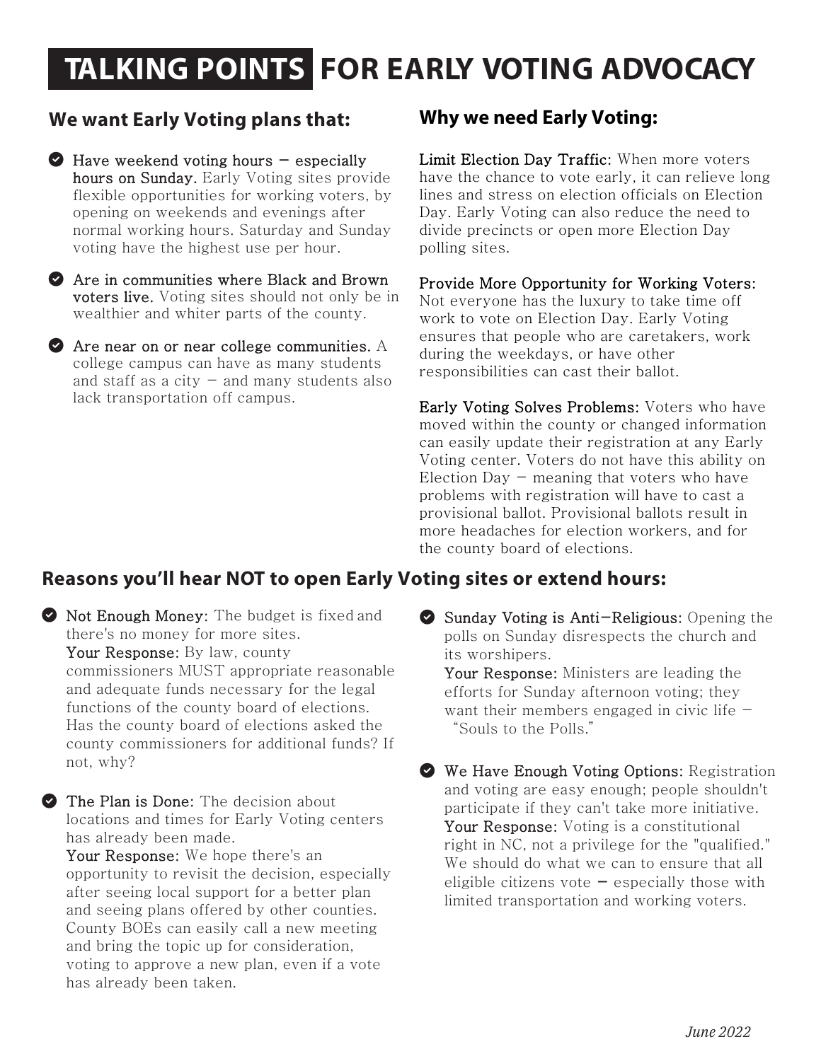# TALKING POINTS FOR EARLY VOTING ADVOCACY

## We want Early Voting plans that:

- **Have weekend voting hours – especially hours on Sunday.** Early Voting sites provide flexible opportunities for working voters, by opening on weekends and evenings after normal working hours. Saturday and Sunday voting have the highest use per hour.
- **Are in communities where Black and Brown voters live.** Voting sites should not only be in wealthier and whiter parts of the county.
- **Are near on or near college communities.** A college campus can have as many students and staff as a city – and many students also lack transportation off campus.

## Why we need Early Voting:

**Limit Election Day Traffic:** When more voters have the chance to vote early, it can relieve long lines and stress on election officials on Election Day. Early Voting can also reduce the need to divide precincts or open more Election Day polling sites.

**Provide More Opportunity for Working Voters:** Not everyone has the luxury to take time off work to vote on Election Day. Early Voting ensures that people who are caretakers, work during the weekdays, or have other responsibilities can cast their ballot.

**Early Voting Solves Problems:** Voters who have moved within the county or changed information can easily update their registration at any Early Voting center. Voters do not have this ability on Election Day – meaning that voters who have problems with registration will have to cast a provisional ballot. Provisional ballots result in more headaches for election workers, and for the county board of elections.

## Reasons you'll hear NOT to open Early Voting sites or extend hours:

- **Not Enough Money:** The budget is fixed and there's no money for more sites.
  **Your Response:** By law, county commissioners MUST appropriate reasonable and adequate funds necessary for the legal functions of the county board of elections. Has the county board of elections asked the county commissioners for additional funds? If not, why?
- **The Plan is Done:** The decision about locations and times for Early Voting centers has already been made.
  **Your Response:** We hope there's an opportunity to revisit the decision, especially after seeing local support for a better plan and seeing plans offered by other counties. County BOEs can easily call a new meeting and bring the topic up for consideration, voting to approve a new plan, even if a vote has already been taken.
- **Sunday Voting is Anti-Religious:** Opening the polls on Sunday disrespects the church and its worshipers.
  **Your Response:** Ministers are leading the efforts for Sunday afternoon voting; they want their members engaged in civic life – "Souls to the Polls."
- **We Have Enough Voting Options:** Registration and voting are easy enough; people shouldn't participate if they can't take more initiative.
  **Your Response:** Voting is a constitutional right in NC, not a privilege for the "qualified." We should do what we can to ensure that all eligible citizens vote – especially those with limited transportation and working voters.

*June 2022*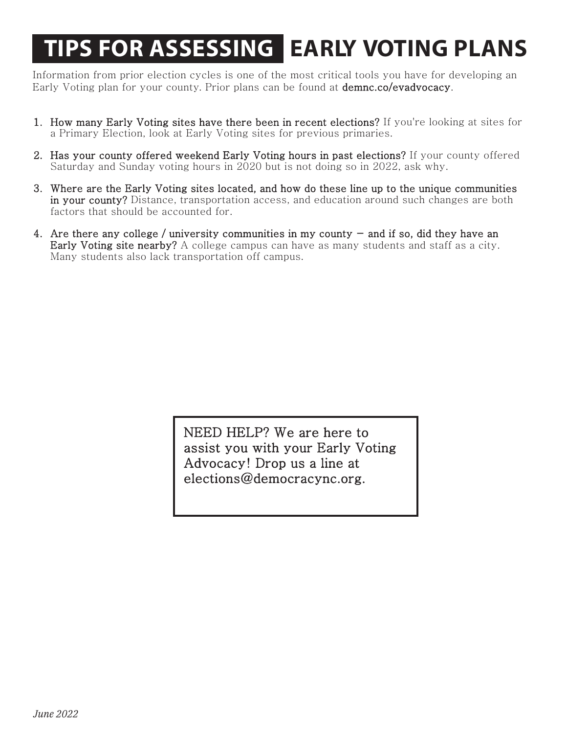# TIPS FOR ASSESSING EARLY VOTING PLANS

Information from prior election cycles is one of the most critical tools you have for developing an Early Voting plan for your county. Prior plans can be found at **demnc.co/evadvocacy**.

1. **How many Early Voting sites have there been in recent elections?** If you're looking at sites for a Primary Election, look at Early Voting sites for previous primaries.
2. **Has your county offered weekend Early Voting hours in past elections?** If your county offered Saturday and Sunday voting hours in 2020 but is not doing so in 2022, ask why.
3. **Where are the Early Voting sites located, and how do these line up to the unique communities in your county?** Distance, transportation access, and education around such changes are both factors that should be accounted for.
4. **Are there any college / university communities in my county – and if so, did they have an Early Voting site nearby?** A college campus can have as many students and staff as a city. Many students also lack transportation off campus.

NEED HELP? We are here to assist you with your Early Voting Advocacy! Drop us a line at elections@democracync.org.

*June 2022*